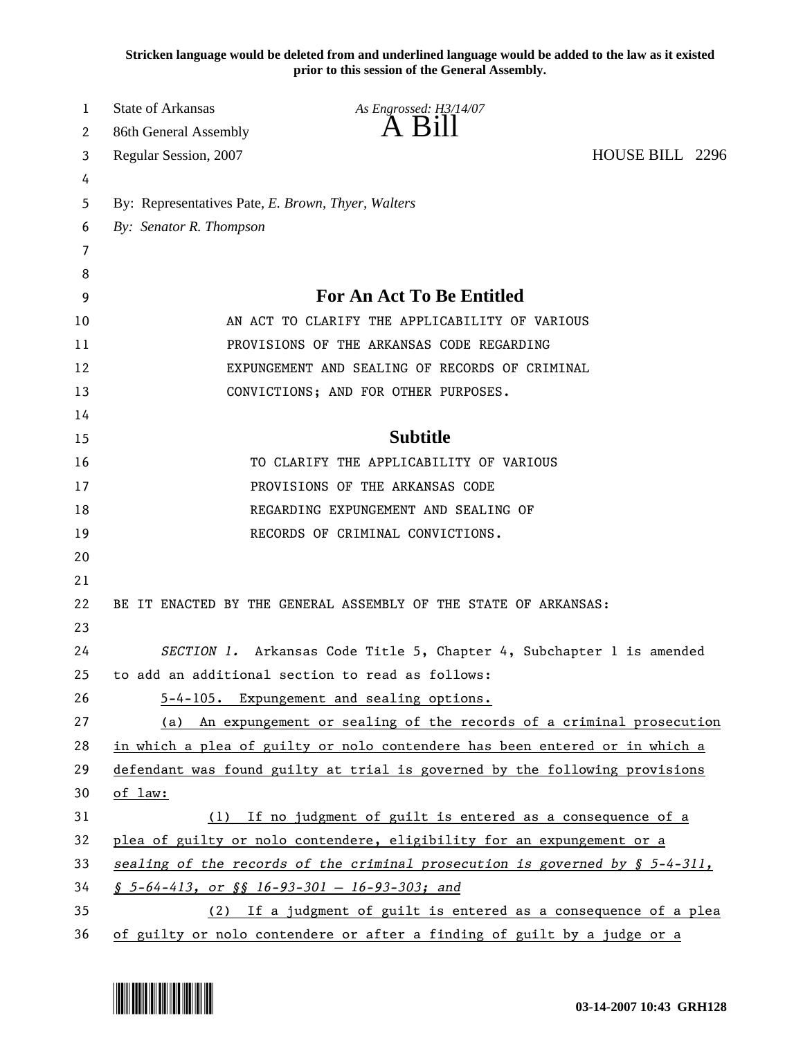**Stricken language would be deleted from and underlined language would be added to the law as it existed prior to this session of the General Assembly.**

State of Arkansas *As Engrossed: H3/14/07*

86th General Assembly **A Bill**

Regular Session, 2007 HOUSE BILL 2296

By: Representatives Pate, *E. Brown, Thyer, Walters*

*By: Senator R. Thompson*

## For An Act To Be Entitled

AN ACT TO CLARIFY THE APPLICABILITY OF VARIOUS PROVISIONS OF THE ARKANSAS CODE REGARDING EXPUNGEMENT AND SEALING OF RECORDS OF CRIMINAL CONVICTIONS; AND FOR OTHER PURPOSES.

## Subtitle

TO CLARIFY THE APPLICABILITY OF VARIOUS PROVISIONS OF THE ARKANSAS CODE REGARDING EXPUNGEMENT AND SEALING OF RECORDS OF CRIMINAL CONVICTIONS.

BE IT ENACTED BY THE GENERAL ASSEMBLY OF THE STATE OF ARKANSAS:

*SECTION 1.* Arkansas Code Title 5, Chapter 4, Subchapter 1 is amended to add an additional section to read as follows:

5-4-105. Expungement and sealing options.

(a) An expungement or sealing of the records of a criminal prosecution in which a plea of guilty or nolo contendere has been entered or in which a defendant was found guilty at trial is governed by the following provisions of law:

(1) If no judgment of guilt is entered as a consequence of a plea of guilty or nolo contendere, eligibility for an expungement or a *sealing of the records of the criminal prosecution is governed by § 5-4-311, § 5-64-413, or §§ 16-93-301 — 16-93-303; and*

(2) If a judgment of guilt is entered as a consequence of a plea of guilty or nolo contendere or after a finding of guilt by a judge or a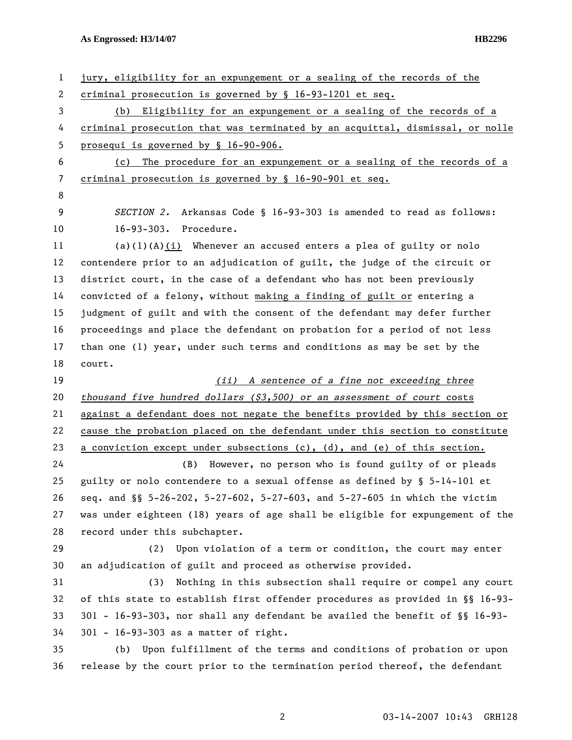jury, eligibility for an expungement or a sealing of the records of the criminal prosecution is governed by § 16-93-1201 et seq.

(b) Eligibility for an expungement or a sealing of the records of a criminal prosecution that was terminated by an acquittal, dismissal, or nolle prosequi is governed by § 16-90-906.

(c) The procedure for an expungement or a sealing of the records of a criminal prosecution is governed by § 16-90-901 et seq.

*SECTION 2.* Arkansas Code § 16-93-303 is amended to read as follows:

16-93-303. Procedure.

(a)(1)(A)(i) Whenever an accused enters a plea of guilty or nolo contendere prior to an adjudication of guilt, the judge of the circuit or district court, in the case of a defendant who has not been previously convicted of a felony, without making a finding of guilt or entering a judgment of guilt and with the consent of the defendant may defer further proceedings and place the defendant on probation for a period of not less than one (1) year, under such terms and conditions as may be set by the court.

*(ii) A sentence of a fine not exceeding three thousand five hundred dollars ($3,500) or an assessment of court* costs against a defendant does not negate the benefits provided by this section or cause the probation placed on the defendant under this section to constitute a conviction except under subsections (c), (d), and (e) of this section.

(B) However, no person who is found guilty of or pleads guilty or nolo contendere to a sexual offense as defined by § 5-14-101 et seq. and §§ 5-26-202, 5-27-602, 5-27-603, and 5-27-605 in which the victim was under eighteen (18) years of age shall be eligible for expungement of the record under this subchapter.

(2) Upon violation of a term or condition, the court may enter an adjudication of guilt and proceed as otherwise provided.

(3) Nothing in this subsection shall require or compel any court of this state to establish first offender procedures as provided in §§ 16-93-301 - 16-93-303, nor shall any defendant be availed the benefit of §§ 16-93-301 - 16-93-303 as a matter of right.

(b) Upon fulfillment of the terms and conditions of probation or upon release by the court prior to the termination period thereof, the defendant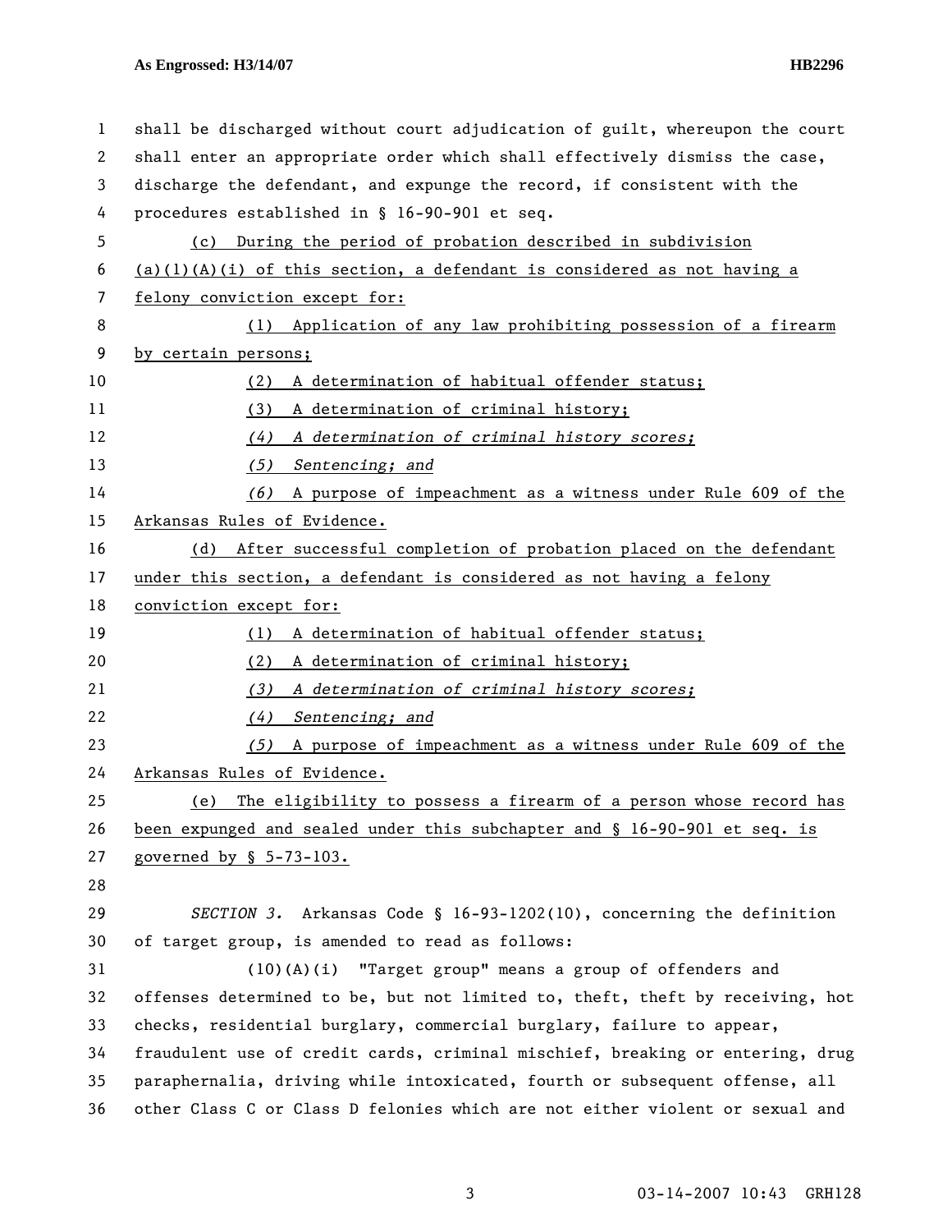shall be discharged without court adjudication of guilt, whereupon the court shall enter an appropriate order which shall effectively dismiss the case, discharge the defendant, and expunge the record, if consistent with the procedures established in § 16-90-901 et seq.

(c) During the period of probation described in subdivision (a)(1)(A)(i) of this section, a defendant is considered as not having a felony conviction except for:

(1) Application of any law prohibiting possession of a firearm by certain persons;

(2) A determination of habitual offender status;

(3) A determination of criminal history;

*(4) A determination of criminal history scores;*

*(5) Sentencing; and*

*(6)* A purpose of impeachment as a witness under Rule 609 of the Arkansas Rules of Evidence.

(d) After successful completion of probation placed on the defendant under this section, a defendant is considered as not having a felony conviction except for:

(1) A determination of habitual offender status;

(2) A determination of criminal history;

*(3) A determination of criminal history scores;*

*(4) Sentencing; and*

*(5)* A purpose of impeachment as a witness under Rule 609 of the Arkansas Rules of Evidence.

(e) The eligibility to possess a firearm of a person whose record has been expunged and sealed under this subchapter and § 16-90-901 et seq. is governed by § 5-73-103.

*SECTION 3.* Arkansas Code § 16-93-1202(10), concerning the definition of target group, is amended to read as follows:

(10)(A)(i) "Target group" means a group of offenders and offenses determined to be, but not limited to, theft, theft by receiving, hot checks, residential burglary, commercial burglary, failure to appear, fraudulent use of credit cards, criminal mischief, breaking or entering, drug paraphernalia, driving while intoxicated, fourth or subsequent offense, all other Class C or Class D felonies which are not either violent or sexual and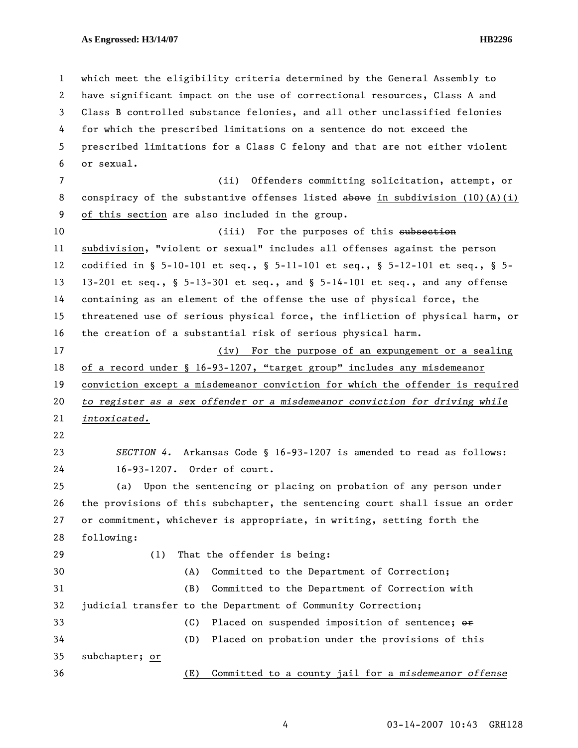which meet the eligibility criteria determined by the General Assembly to have significant impact on the use of correctional resources, Class A and Class B controlled substance felonies, and all other unclassified felonies for which the prescribed limitations on a sentence do not exceed the prescribed limitations for a Class C felony and that are not either violent or sexual.

(ii) Offenders committing solicitation, attempt, or conspiracy of the substantive offenses listed ~~above~~ <u>in subdivision (10)(A)(i) of this section</u> are also included in the group.

(iii) For the purposes of this ~~subsection~~ <u>subdivision</u>, "violent or sexual" includes all offenses against the person codified in § 5-10-101 et seq., § 5-11-101 et seq., § 5-12-101 et seq., § 5-13-201 et seq., § 5-13-301 et seq., and § 5-14-101 et seq., and any offense containing as an element of the offense the use of physical force, the threatened use of serious physical force, the infliction of physical harm, or the creation of a substantial risk of serious physical harm.

<u>(iv) For the purpose of an expungement or a sealing of a record under § 16-93-1207, "target group" includes any misdemeanor conviction except a misdemeanor conviction for which the offender is required</u> <u>*to register as a sex offender or a misdemeanor conviction for driving while intoxicated.*</u>

*SECTION 4.* Arkansas Code § 16-93-1207 is amended to read as follows:

16-93-1207. Order of court.

(a) Upon the sentencing or placing on probation of any person under the provisions of this subchapter, the sentencing court shall issue an order or commitment, whichever is appropriate, in writing, setting forth the following:

(1) That the offender is being:

(A) Committed to the Department of Correction;

(B) Committed to the Department of Correction with judicial transfer to the Department of Community Correction;

(C) Placed on suspended imposition of sentence; ~~or~~

(D) Placed on probation under the provisions of this subchapter; <u>or</u>

<u>(E) Committed to a county jail for a *misdemeanor offense*</u>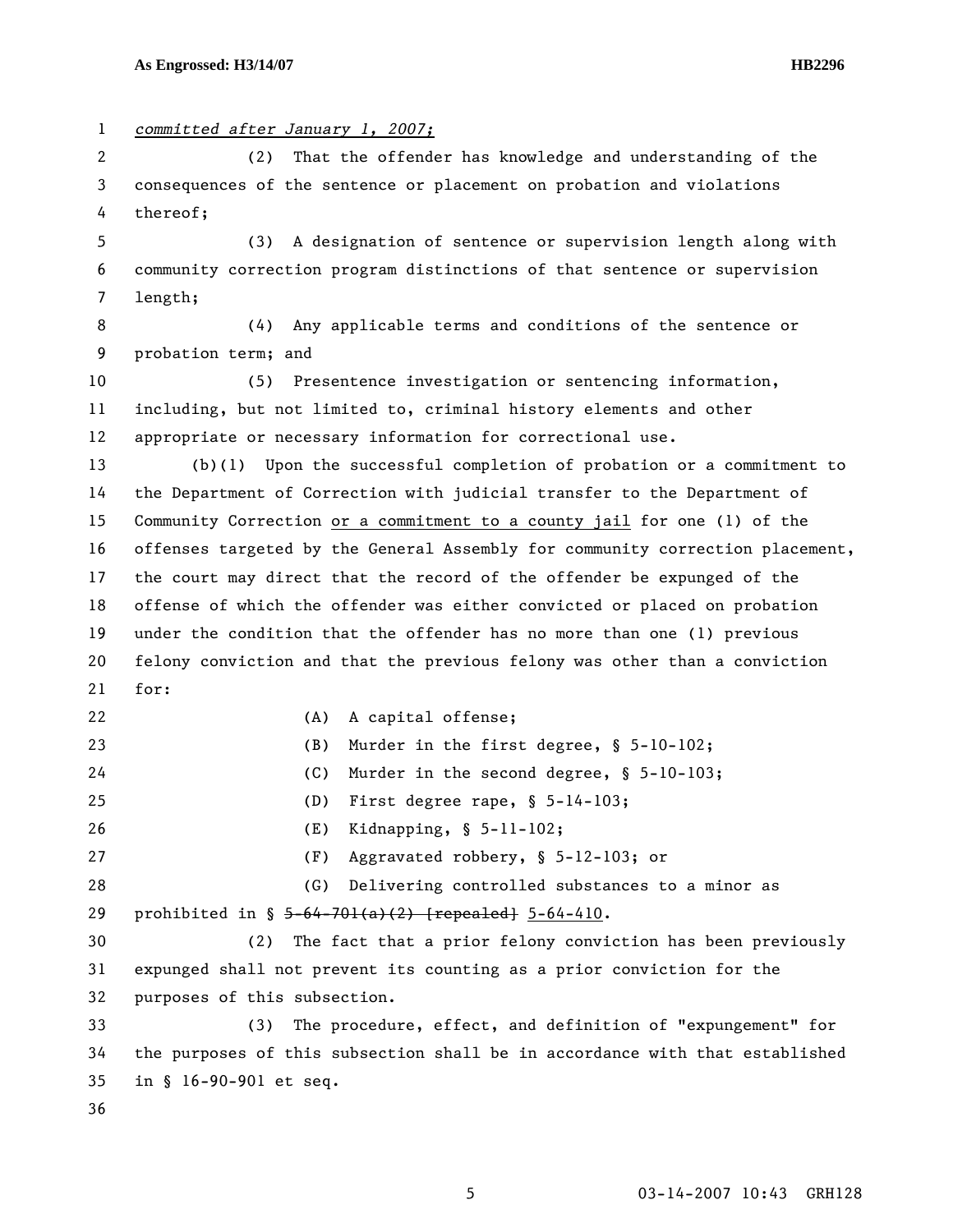*committed after January 1, 2007;*

(2) That the offender has knowledge and understanding of the consequences of the sentence or placement on probation and violations thereof;

(3) A designation of sentence or supervision length along with community correction program distinctions of that sentence or supervision length;

(4) Any applicable terms and conditions of the sentence or probation term; and

(5) Presentence investigation or sentencing information, including, but not limited to, criminal history elements and other appropriate or necessary information for correctional use.

(b)(1) Upon the successful completion of probation or a commitment to the Department of Correction with judicial transfer to the Department of Community Correction <u>or a commitment to a county jail</u> for one (1) of the offenses targeted by the General Assembly for community correction placement, the court may direct that the record of the offender be expunged of the offense of which the offender was either convicted or placed on probation under the condition that the offender has no more than one (1) previous felony conviction and that the previous felony was other than a conviction for:

(A) A capital offense;

(B) Murder in the first degree, § 5-10-102;

(C) Murder in the second degree, § 5-10-103;

(D) First degree rape, § 5-14-103;

(E) Kidnapping, § 5-11-102;

(F) Aggravated robbery, § 5-12-103; or

(G) Delivering controlled substances to a minor as prohibited in § ~~5-64-701(a)(2) [repealed]~~ <u>5-64-410</u>.

(2) The fact that a prior felony conviction has been previously expunged shall not prevent its counting as a prior conviction for the purposes of this subsection.

(3) The procedure, effect, and definition of "expungement" for the purposes of this subsection shall be in accordance with that established in § 16-90-901 et seq.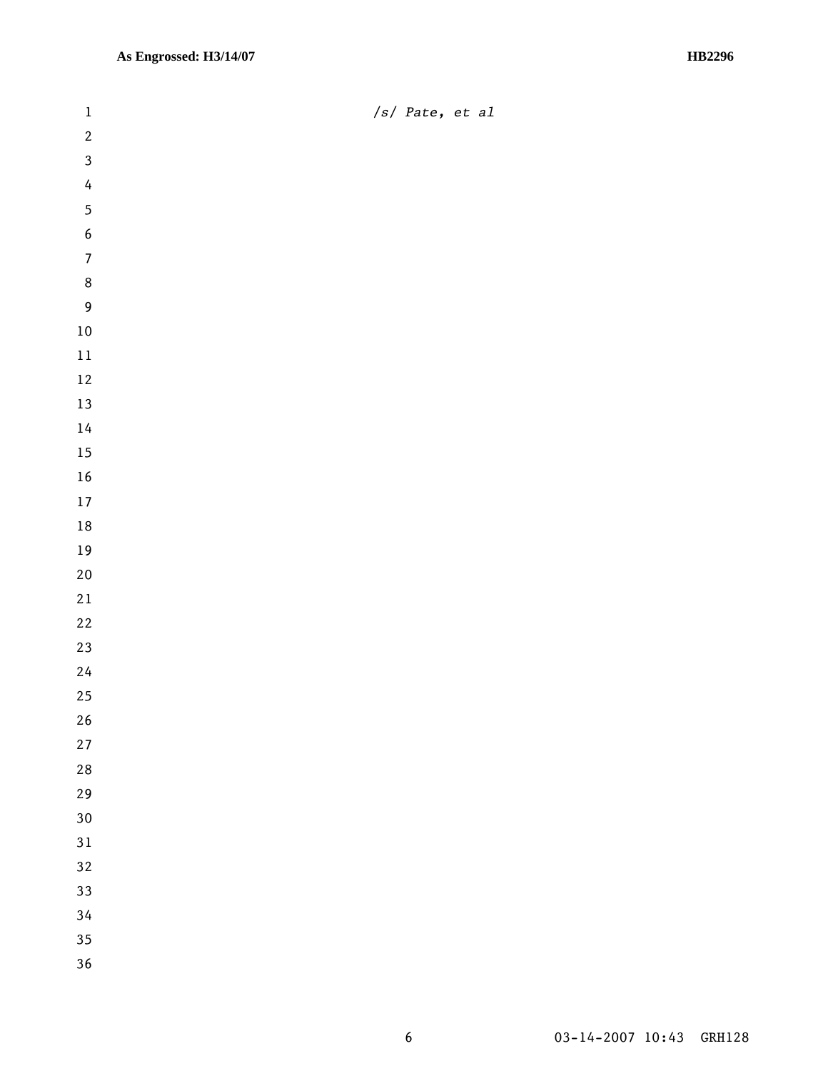*/s/ Pate, et al*